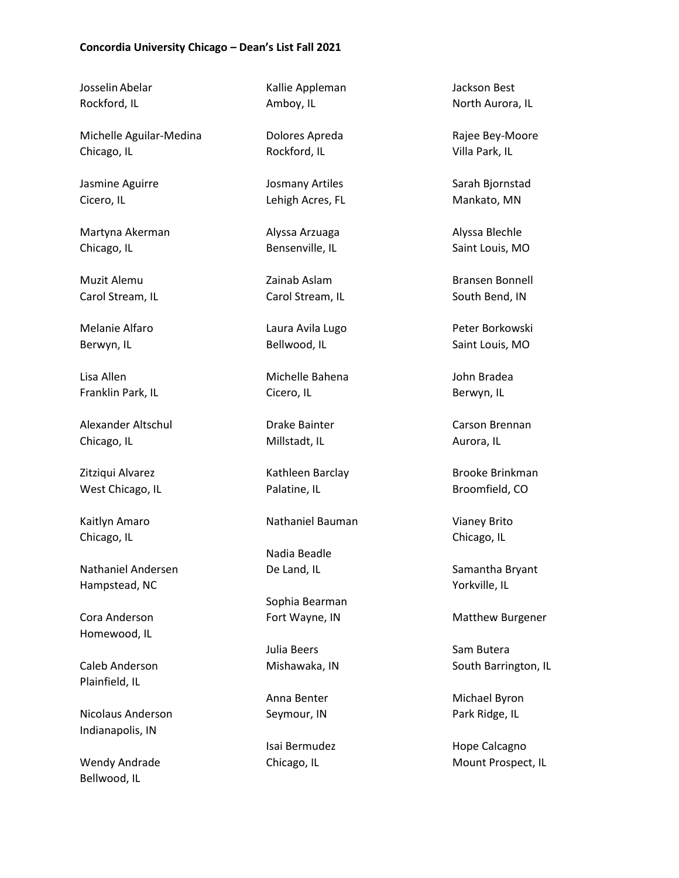**Concordia University Chicago – Dean's List Fall 2021**

Josselin Abelar
Rockford, IL

Michelle Aguilar-Medina
Chicago, IL

Jasmine Aguirre
Cicero, IL

Martyna Akerman
Chicago, IL

Muzit Alemu
Carol Stream, IL

Melanie Alfaro
Berwyn, IL

Lisa Allen
Franklin Park, IL

Alexander Altschul
Chicago, IL

Zitziqui Alvarez
West Chicago, IL

Kaitlyn Amaro
Chicago, IL

Nathaniel Andersen
Hampstead, NC

Cora Anderson
Homewood, IL

Caleb Anderson
Plainfield, IL

Nicolaus Anderson
Indianapolis, IN

Wendy Andrade
Bellwood, IL

Kallie Appleman
Amboy, IL

Dolores Apreda
Rockford, IL

Josmany Artiles
Lehigh Acres, FL

Alyssa Arzuaga
Bensenville, IL

Zainab Aslam
Carol Stream, IL

Laura Avila Lugo
Bellwood, IL

Michelle Bahena
Cicero, IL

Drake Bainter
Millstadt, IL

Kathleen Barclay
Palatine, IL

Nathaniel Bauman

Nadia Beadle
De Land, IL

Sophia Bearman
Fort Wayne, IN

Julia Beers
Mishawaka, IN

Anna Benter
Seymour, IN

Isai Bermudez
Chicago, IL

Jackson Best
North Aurora, IL

Rajee Bey-Moore
Villa Park, IL

Sarah Bjornstad
Mankato, MN

Alyssa Blechle
Saint Louis, MO

Bransen Bonnell
South Bend, IN

Peter Borkowski
Saint Louis, MO

John Bradea
Berwyn, IL

Carson Brennan
Aurora, IL

Brooke Brinkman
Broomfield, CO

Vianey Brito
Chicago, IL

Samantha Bryant
Yorkville, IL

Matthew Burgener

Sam Butera
South Barrington, IL

Michael Byron
Park Ridge, IL

Hope Calcagno
Mount Prospect, IL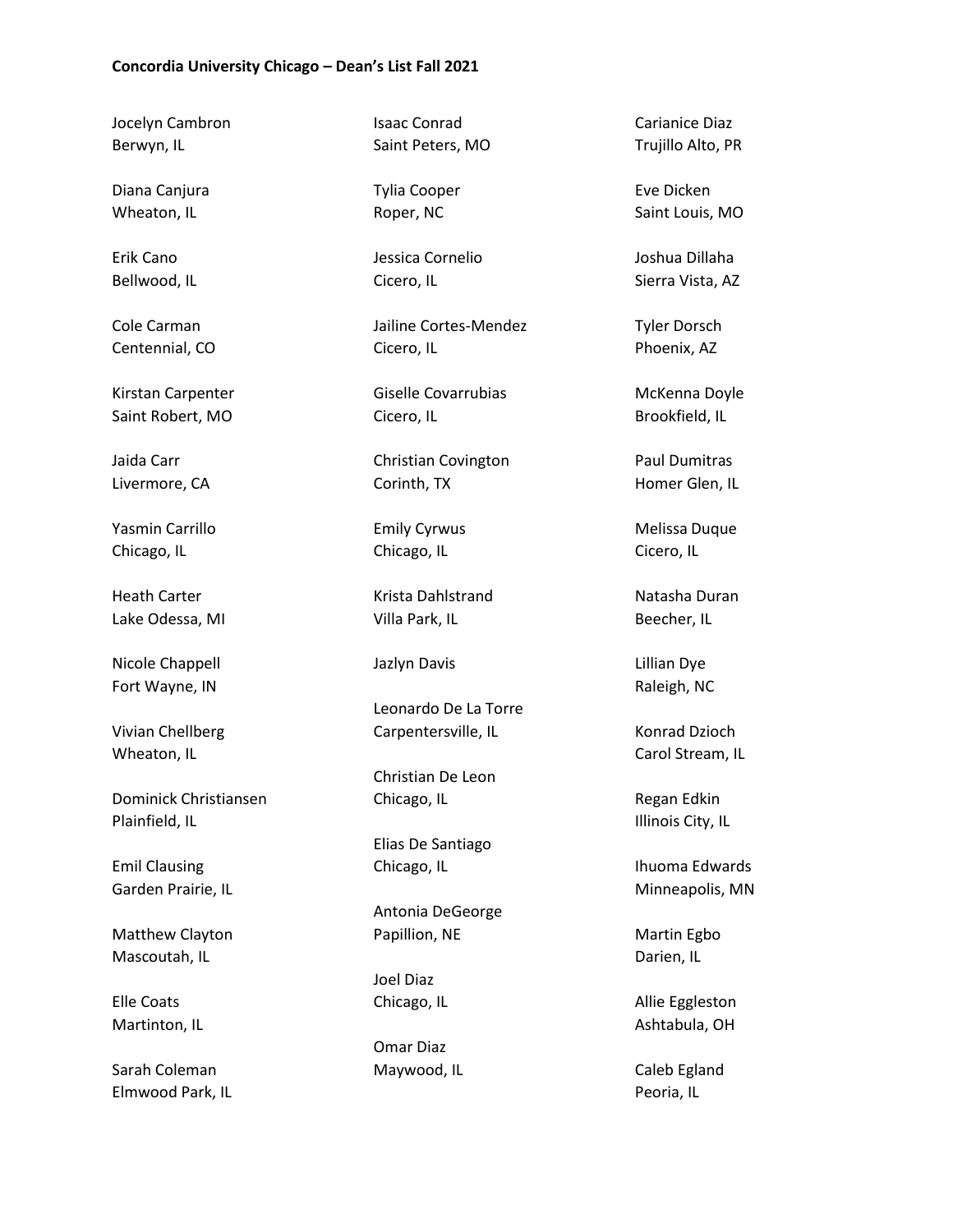**Concordia University Chicago – Dean's List Fall 2021**

Jocelyn Cambron
Berwyn, IL

Diana Canjura
Wheaton, IL

Erik Cano
Bellwood, IL

Cole Carman
Centennial, CO

Kirstan Carpenter
Saint Robert, MO

Jaida Carr
Livermore, CA

Yasmin Carrillo
Chicago, IL

Heath Carter
Lake Odessa, MI

Nicole Chappell
Fort Wayne, IN

Vivian Chellberg
Wheaton, IL

Dominick Christiansen
Plainfield, IL

Emil Clausing
Garden Prairie, IL

Matthew Clayton
Mascoutah, IL

Elle Coats
Martinton, IL

Sarah Coleman
Elmwood Park, IL

Isaac Conrad
Saint Peters, MO

Tylia Cooper
Roper, NC

Jessica Cornelio
Cicero, IL

Jailine Cortes-Mendez
Cicero, IL

Giselle Covarrubias
Cicero, IL

Christian Covington
Corinth, TX

Emily Cyrwus
Chicago, IL

Krista Dahlstrand
Villa Park, IL

Jazlyn Davis

Leonardo De La Torre
Carpentersville, IL

Christian De Leon
Chicago, IL

Elias De Santiago
Chicago, IL

Antonia DeGeorge
Papillion, NE

Joel Diaz
Chicago, IL

Omar Diaz
Maywood, IL

Carianice Diaz
Trujillo Alto, PR

Eve Dicken
Saint Louis, MO

Joshua Dillaha
Sierra Vista, AZ

Tyler Dorsch
Phoenix, AZ

McKenna Doyle
Brookfield, IL

Paul Dumitras
Homer Glen, IL

Melissa Duque
Cicero, IL

Natasha Duran
Beecher, IL

Lillian Dye
Raleigh, NC

Konrad Dzioch
Carol Stream, IL

Regan Edkin
Illinois City, IL

Ihuoma Edwards
Minneapolis, MN

Martin Egbo
Darien, IL

Allie Eggleston
Ashtabula, OH

Caleb Egland
Peoria, IL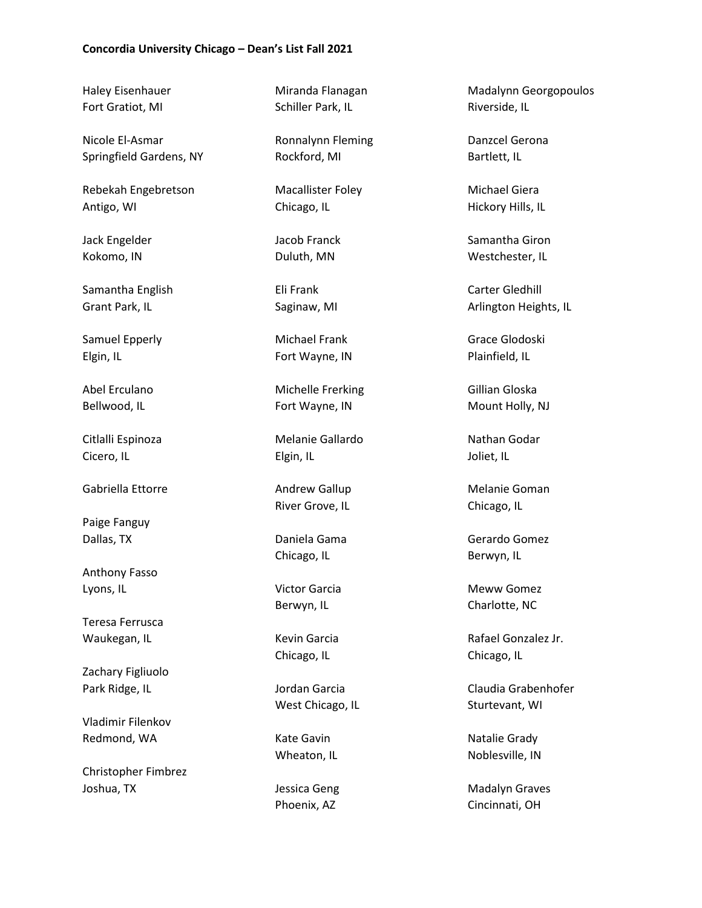**Concordia University Chicago – Dean's List Fall 2021**

Haley Eisenhauer
Fort Gratiot, MI

Nicole El-Asmar
Springfield Gardens, NY

Rebekah Engebretson
Antigo, WI

Jack Engelder
Kokomo, IN

Samantha English
Grant Park, IL

Samuel Epperly
Elgin, IL

Abel Erculano
Bellwood, IL

Citlalli Espinoza
Cicero, IL

Gabriella Ettorre

Paige Fanguy
Dallas, TX

Anthony Fasso
Lyons, IL

Teresa Ferrusca
Waukegan, IL

Zachary Figliuolo
Park Ridge, IL

Vladimir Filenkov
Redmond, WA

Christopher Fimbrez
Joshua, TX

Miranda Flanagan
Schiller Park, IL

Ronnalynn Fleming
Rockford, MI

Macallister Foley
Chicago, IL

Jacob Franck
Duluth, MN

Eli Frank
Saginaw, MI

Michael Frank
Fort Wayne, IN

Michelle Frerking
Fort Wayne, IN

Melanie Gallardo
Elgin, IL

Andrew Gallup
River Grove, IL

Daniela Gama
Chicago, IL

Victor Garcia
Berwyn, IL

Kevin Garcia
Chicago, IL

Jordan Garcia
West Chicago, IL

Kate Gavin
Wheaton, IL

Jessica Geng
Phoenix, AZ

Madalynn Georgopoulos
Riverside, IL

Danzcel Gerona
Bartlett, IL

Michael Giera
Hickory Hills, IL

Samantha Giron
Westchester, IL

Carter Gledhill
Arlington Heights, IL

Grace Glodoski
Plainfield, IL

Gillian Gloska
Mount Holly, NJ

Nathan Godar
Joliet, IL

Melanie Goman
Chicago, IL

Gerardo Gomez
Berwyn, IL

Meww Gomez
Charlotte, NC

Rafael Gonzalez Jr.
Chicago, IL

Claudia Grabenhofer
Sturtevant, WI

Natalie Grady
Noblesville, IN

Madalyn Graves
Cincinnati, OH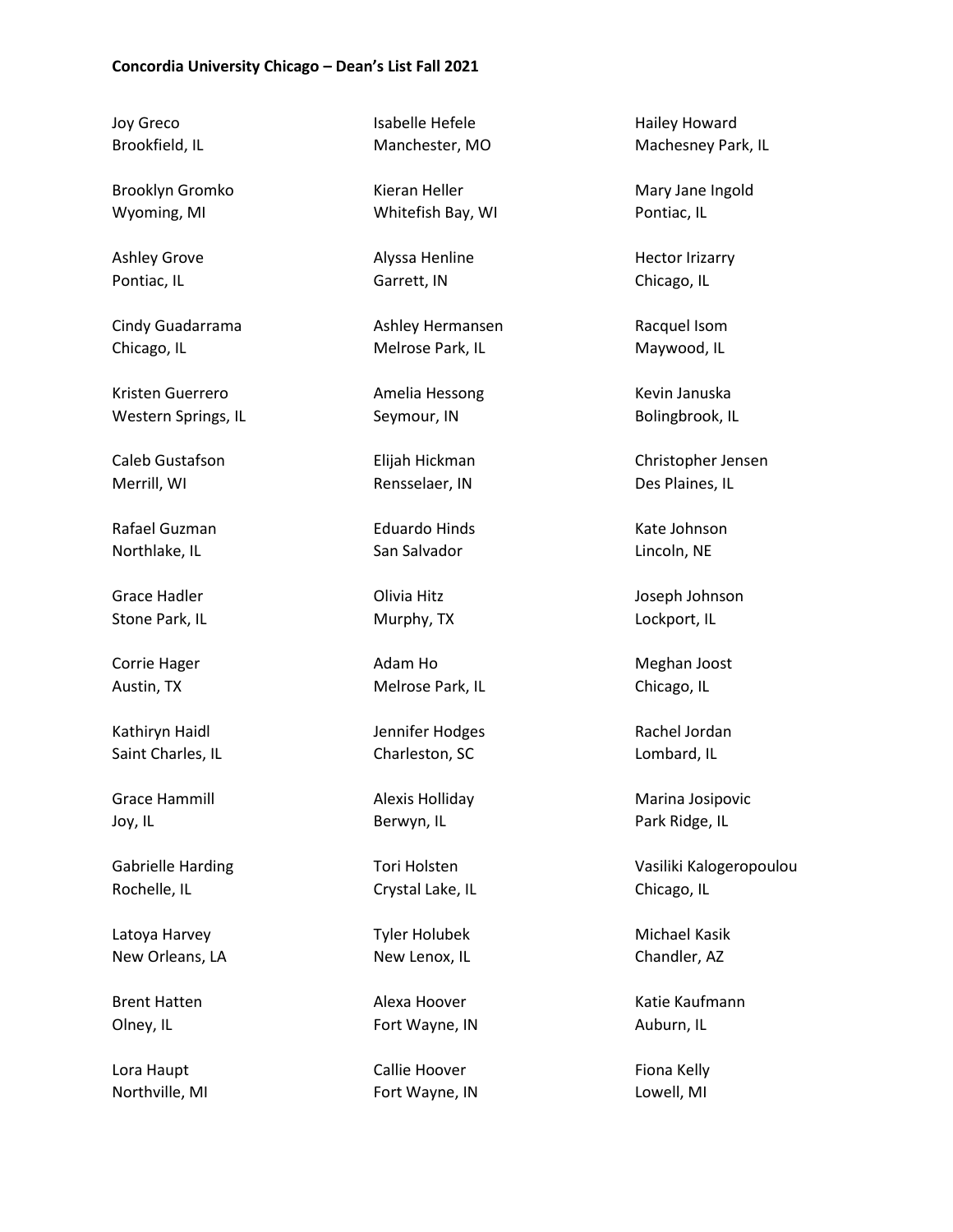**Concordia University Chicago – Dean's List Fall 2021**

Joy Greco
Brookfield, IL

Brooklyn Gromko
Wyoming, MI

Ashley Grove
Pontiac, IL

Cindy Guadarrama
Chicago, IL

Kristen Guerrero
Western Springs, IL

Caleb Gustafson
Merrill, WI

Rafael Guzman
Northlake, IL

Grace Hadler
Stone Park, IL

Corrie Hager
Austin, TX

Kathiryn Haidl
Saint Charles, IL

Grace Hammill
Joy, IL

Gabrielle Harding
Rochelle, IL

Latoya Harvey
New Orleans, LA

Brent Hatten
Olney, IL

Lora Haupt
Northville, MI

Isabelle Hefele
Manchester, MO

Kieran Heller
Whitefish Bay, WI

Alyssa Henline
Garrett, IN

Ashley Hermansen
Melrose Park, IL

Amelia Hessong
Seymour, IN

Elijah Hickman
Rensselaer, IN

Eduardo Hinds
San Salvador

Olivia Hitz
Murphy, TX

Adam Ho
Melrose Park, IL

Jennifer Hodges
Charleston, SC

Alexis Holliday
Berwyn, IL

Tori Holsten
Crystal Lake, IL

Tyler Holubek
New Lenox, IL

Alexa Hoover
Fort Wayne, IN

Callie Hoover
Fort Wayne, IN

Hailey Howard
Machesney Park, IL

Mary Jane Ingold
Pontiac, IL

Hector Irizarry
Chicago, IL

Racquel Isom
Maywood, IL

Kevin Januska
Bolingbrook, IL

Christopher Jensen
Des Plaines, IL

Kate Johnson
Lincoln, NE

Joseph Johnson
Lockport, IL

Meghan Joost
Chicago, IL

Rachel Jordan
Lombard, IL

Marina Josipovic
Park Ridge, IL

Vasiliki Kalogeropoulou
Chicago, IL

Michael Kasik
Chandler, AZ

Katie Kaufmann
Auburn, IL

Fiona Kelly
Lowell, MI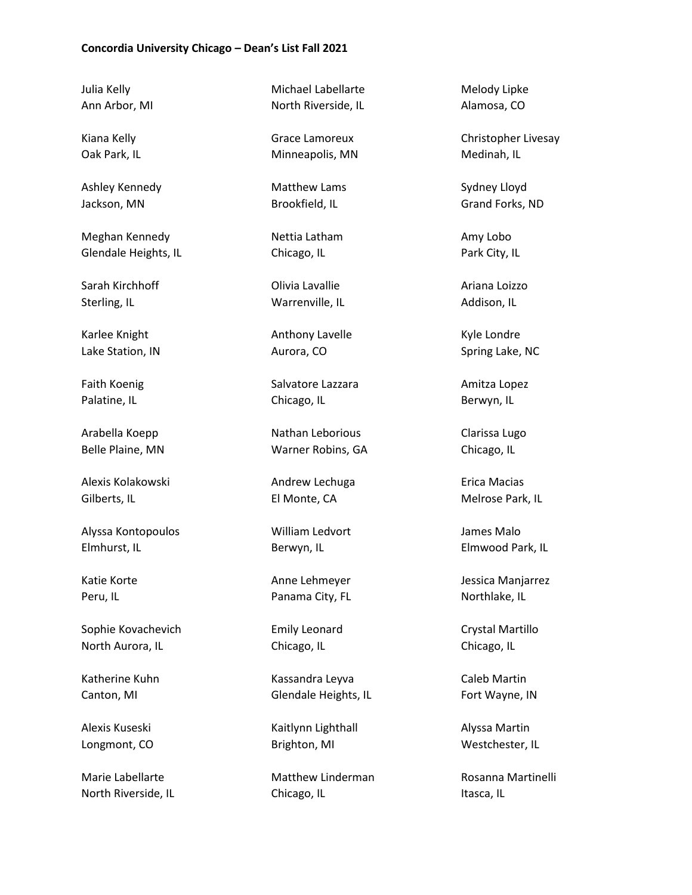**Concordia University Chicago – Dean's List Fall 2021**

Julia Kelly
Ann Arbor, MI

Kiana Kelly
Oak Park, IL

Ashley Kennedy
Jackson, MN

Meghan Kennedy
Glendale Heights, IL

Sarah Kirchhoff
Sterling, IL

Karlee Knight
Lake Station, IN

Faith Koenig
Palatine, IL

Arabella Koepp
Belle Plaine, MN

Alexis Kolakowski
Gilberts, IL

Alyssa Kontopoulos
Elmhurst, IL

Katie Korte
Peru, IL

Sophie Kovachevich
North Aurora, IL

Katherine Kuhn
Canton, MI

Alexis Kuseski
Longmont, CO

Marie Labellarte
North Riverside, IL

Michael Labellarte
North Riverside, IL

Grace Lamoreux
Minneapolis, MN

Matthew Lams
Brookfield, IL

Nettia Latham
Chicago, IL

Olivia Lavallie
Warrenville, IL

Anthony Lavelle
Aurora, CO

Salvatore Lazzara
Chicago, IL

Nathan Leborious
Warner Robins, GA

Andrew Lechuga
El Monte, CA

William Ledvort
Berwyn, IL

Anne Lehmeyer
Panama City, FL

Emily Leonard
Chicago, IL

Kassandra Leyva
Glendale Heights, IL

Kaitlynn Lighthall
Brighton, MI

Matthew Linderman
Chicago, IL

Melody Lipke
Alamosa, CO

Christopher Livesay
Medinah, IL

Sydney Lloyd
Grand Forks, ND

Amy Lobo
Park City, IL

Ariana Loizzo
Addison, IL

Kyle Londre
Spring Lake, NC

Amitza Lopez
Berwyn, IL

Clarissa Lugo
Chicago, IL

Erica Macias
Melrose Park, IL

James Malo
Elmwood Park, IL

Jessica Manjarrez
Northlake, IL

Crystal Martillo
Chicago, IL

Caleb Martin
Fort Wayne, IN

Alyssa Martin
Westchester, IL

Rosanna Martinelli
Itasca, IL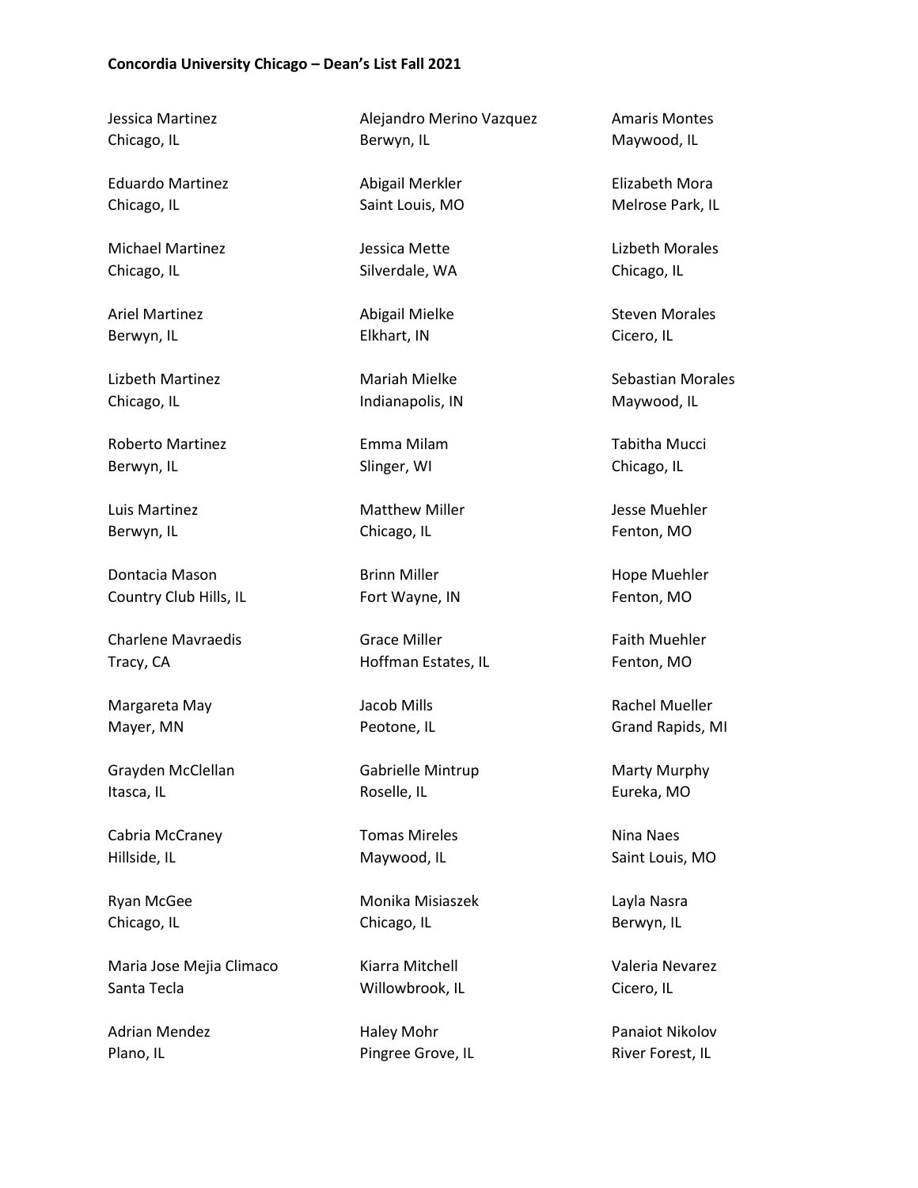**Concordia University Chicago – Dean's List Fall 2021**

Jessica Martinez
Chicago, IL

Eduardo Martinez
Chicago, IL

Michael Martinez
Chicago, IL

Ariel Martinez
Berwyn, IL

Lizbeth Martinez
Chicago, IL

Roberto Martinez
Berwyn, IL

Luis Martinez
Berwyn, IL

Dontacia Mason
Country Club Hills, IL

Charlene Mavraedis
Tracy, CA

Margareta May
Mayer, MN

Grayden McClellan
Itasca, IL

Cabria McCraney
Hillside, IL

Ryan McGee
Chicago, IL

Maria Jose Mejia Climaco
Santa Tecla

Adrian Mendez
Plano, IL

Alejandro Merino Vazquez
Berwyn, IL

Abigail Merkler
Saint Louis, MO

Jessica Mette
Silverdale, WA

Abigail Mielke
Elkhart, IN

Mariah Mielke
Indianapolis, IN

Emma Milam
Slinger, WI

Matthew Miller
Chicago, IL

Brinn Miller
Fort Wayne, IN

Grace Miller
Hoffman Estates, IL

Jacob Mills
Peotone, IL

Gabrielle Mintrup
Roselle, IL

Tomas Mireles
Maywood, IL

Monika Misiaszek
Chicago, IL

Kiarra Mitchell
Willowbrook, IL

Haley Mohr
Pingree Grove, IL

Amaris Montes
Maywood, IL

Elizabeth Mora
Melrose Park, IL

Lizbeth Morales
Chicago, IL

Steven Morales
Cicero, IL

Sebastian Morales
Maywood, IL

Tabitha Mucci
Chicago, IL

Jesse Muehler
Fenton, MO

Hope Muehler
Fenton, MO

Faith Muehler
Fenton, MO

Rachel Mueller
Grand Rapids, MI

Marty Murphy
Eureka, MO

Nina Naes
Saint Louis, MO

Layla Nasra
Berwyn, IL

Valeria Nevarez
Cicero, IL

Panaiot Nikolov
River Forest, IL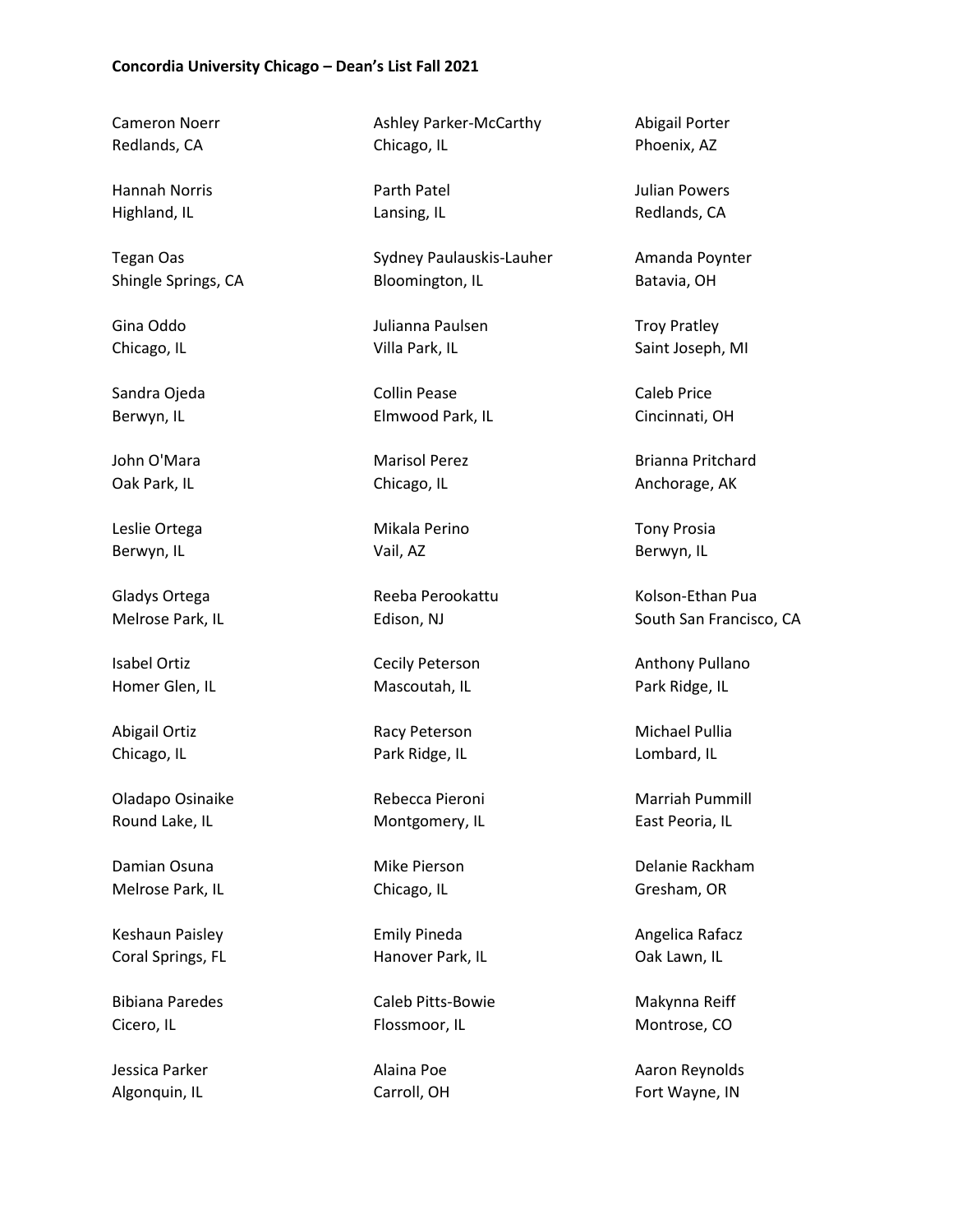**Concordia University Chicago – Dean's List Fall 2021**

Cameron Noerr
Redlands, CA

Hannah Norris
Highland, IL

Tegan Oas
Shingle Springs, CA

Gina Oddo
Chicago, IL

Sandra Ojeda
Berwyn, IL

John O'Mara
Oak Park, IL

Leslie Ortega
Berwyn, IL

Gladys Ortega
Melrose Park, IL

Isabel Ortiz
Homer Glen, IL

Abigail Ortiz
Chicago, IL

Oladapo Osinaike
Round Lake, IL

Damian Osuna
Melrose Park, IL

Keshaun Paisley
Coral Springs, FL

Bibiana Paredes
Cicero, IL

Jessica Parker
Algonquin, IL

Ashley Parker-McCarthy
Chicago, IL

Parth Patel
Lansing, IL

Sydney Paulauskis-Lauher
Bloomington, IL

Julianna Paulsen
Villa Park, IL

Collin Pease
Elmwood Park, IL

Marisol Perez
Chicago, IL

Mikala Perino
Vail, AZ

Reeba Perookattu
Edison, NJ

Cecily Peterson
Mascoutah, IL

Racy Peterson
Park Ridge, IL

Rebecca Pieroni
Montgomery, IL

Mike Pierson
Chicago, IL

Emily Pineda
Hanover Park, IL

Caleb Pitts-Bowie
Flossmoor, IL

Alaina Poe
Carroll, OH

Abigail Porter
Phoenix, AZ

Julian Powers
Redlands, CA

Amanda Poynter
Batavia, OH

Troy Pratley
Saint Joseph, MI

Caleb Price
Cincinnati, OH

Brianna Pritchard
Anchorage, AK

Tony Prosia
Berwyn, IL

Kolson-Ethan Pua
South San Francisco, CA

Anthony Pullano
Park Ridge, IL

Michael Pullia
Lombard, IL

Marriah Pummill
East Peoria, IL

Delanie Rackham
Gresham, OR

Angelica Rafacz
Oak Lawn, IL

Makynna Reiff
Montrose, CO

Aaron Reynolds
Fort Wayne, IN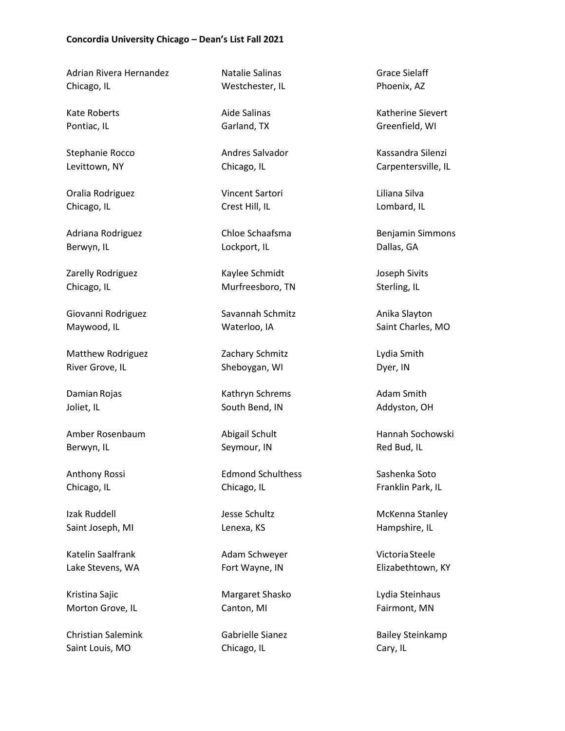**Concordia University Chicago – Dean's List Fall 2021**

Adrian Rivera Hernandez
Chicago, IL

Kate Roberts
Pontiac, IL

Stephanie Rocco
Levittown, NY

Oralia Rodriguez
Chicago, IL

Adriana Rodriguez
Berwyn, IL

Zarelly Rodriguez
Chicago, IL

Giovanni Rodriguez
Maywood, IL

Matthew Rodriguez
River Grove, IL

Damian Rojas
Joliet, IL

Amber Rosenbaum
Berwyn, IL

Anthony Rossi
Chicago, IL

Izak Ruddell
Saint Joseph, MI

Katelin Saalfrank
Lake Stevens, WA

Kristina Sajic
Morton Grove, IL

Christian Salemink
Saint Louis, MO

Natalie Salinas
Westchester, IL

Aide Salinas
Garland, TX

Andres Salvador
Chicago, IL

Vincent Sartori
Crest Hill, IL

Chloe Schaafsma
Lockport, IL

Kaylee Schmidt
Murfreesboro, TN

Savannah Schmitz
Waterloo, IA

Zachary Schmitz
Sheboygan, WI

Kathryn Schrems
South Bend, IN

Abigail Schult
Seymour, IN

Edmond Schulthess
Chicago, IL

Jesse Schultz
Lenexa, KS

Adam Schweyer
Fort Wayne, IN

Margaret Shasko
Canton, MI

Gabrielle Sianez
Chicago, IL

Grace Sielaff
Phoenix, AZ

Katherine Sievert
Greenfield, WI

Kassandra Silenzi
Carpentersville, IL

Liliana Silva
Lombard, IL

Benjamin Simmons
Dallas, GA

Joseph Sivits
Sterling, IL

Anika Slayton
Saint Charles, MO

Lydia Smith
Dyer, IN

Adam Smith
Addyston, OH

Hannah Sochowski
Red Bud, IL

Sashenka Soto
Franklin Park, IL

McKenna Stanley
Hampshire, IL

Victoria Steele
Elizabethtown, KY

Lydia Steinhaus
Fairmont, MN

Bailey Steinkamp
Cary, IL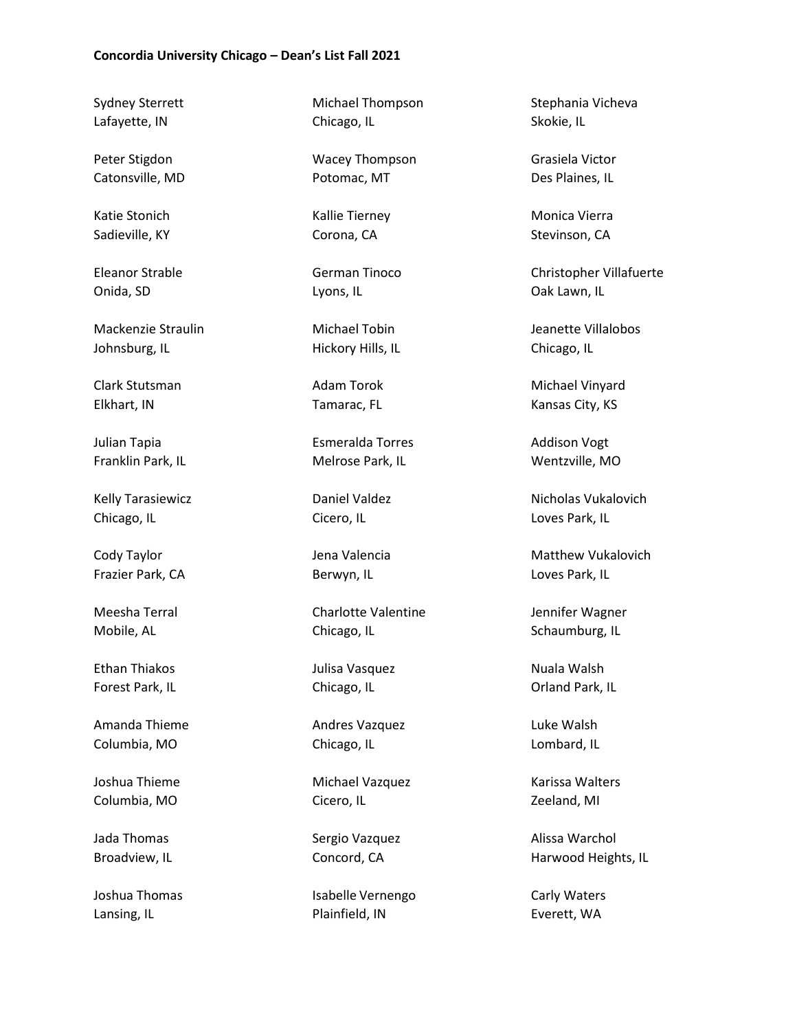**Concordia University Chicago – Dean's List Fall 2021**

Sydney Sterrett
Lafayette, IN

Peter Stigdon
Catonsville, MD

Katie Stonich
Sadieville, KY

Eleanor Strable
Onida, SD

Mackenzie Straulin
Johnsburg, IL

Clark Stutsman
Elkhart, IN

Julian Tapia
Franklin Park, IL

Kelly Tarasiewicz
Chicago, IL

Cody Taylor
Frazier Park, CA

Meesha Terral
Mobile, AL

Ethan Thiakos
Forest Park, IL

Amanda Thieme
Columbia, MO

Joshua Thieme
Columbia, MO

Jada Thomas
Broadview, IL

Joshua Thomas
Lansing, IL

Michael Thompson
Chicago, IL

Wacey Thompson
Potomac, MT

Kallie Tierney
Corona, CA

German Tinoco
Lyons, IL

Michael Tobin
Hickory Hills, IL

Adam Torok
Tamarac, FL

Esmeralda Torres
Melrose Park, IL

Daniel Valdez
Cicero, IL

Jena Valencia
Berwyn, IL

Charlotte Valentine
Chicago, IL

Julisa Vasquez
Chicago, IL

Andres Vazquez
Chicago, IL

Michael Vazquez
Cicero, IL

Sergio Vazquez
Concord, CA

Isabelle Vernengo
Plainfield, IN

Stephania Vicheva
Skokie, IL

Grasiela Victor
Des Plaines, IL

Monica Vierra
Stevinson, CA

Christopher Villafuerte
Oak Lawn, IL

Jeanette Villalobos
Chicago, IL

Michael Vinyard
Kansas City, KS

Addison Vogt
Wentzville, MO

Nicholas Vukalovich
Loves Park, IL

Matthew Vukalovich
Loves Park, IL

Jennifer Wagner
Schaumburg, IL

Nuala Walsh
Orland Park, IL

Luke Walsh
Lombard, IL

Karissa Walters
Zeeland, MI

Alissa Warchol
Harwood Heights, IL

Carly Waters
Everett, WA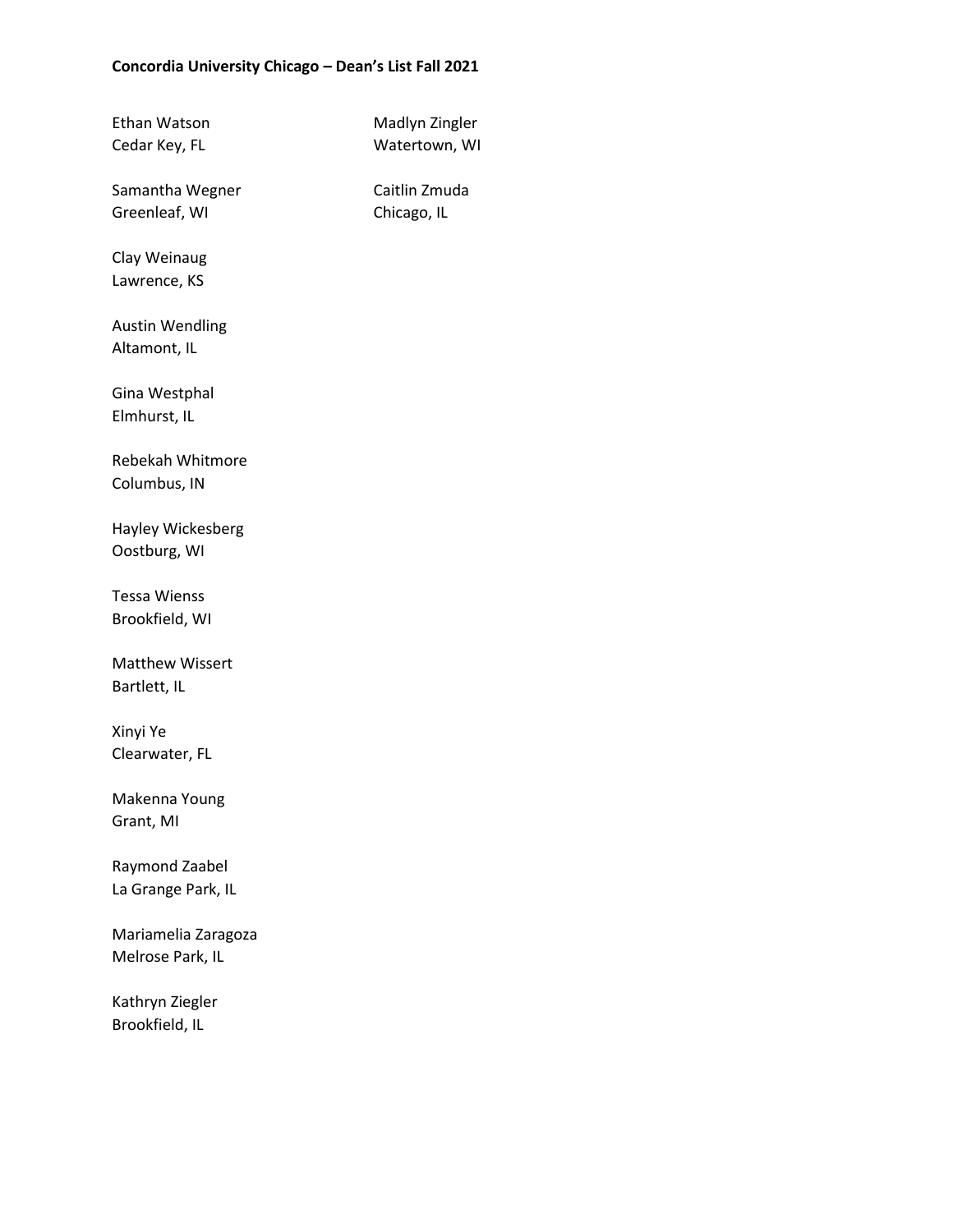**Concordia University Chicago – Dean's List Fall 2021**

Ethan Watson
Cedar Key, FL

Samantha Wegner
Greenleaf, WI

Clay Weinaug
Lawrence, KS

Austin Wendling
Altamont, IL

Gina Westphal
Elmhurst, IL

Rebekah Whitmore
Columbus, IN

Hayley Wickesberg
Oostburg, WI

Tessa Wienss
Brookfield, WI

Matthew Wissert
Bartlett, IL

Xinyi Ye
Clearwater, FL

Makenna Young
Grant, MI

Raymond Zaabel
La Grange Park, IL

Mariamelia Zaragoza
Melrose Park, IL

Kathryn Ziegler
Brookfield, IL

Madlyn Zingler
Watertown, WI

Caitlin Zmuda
Chicago, IL